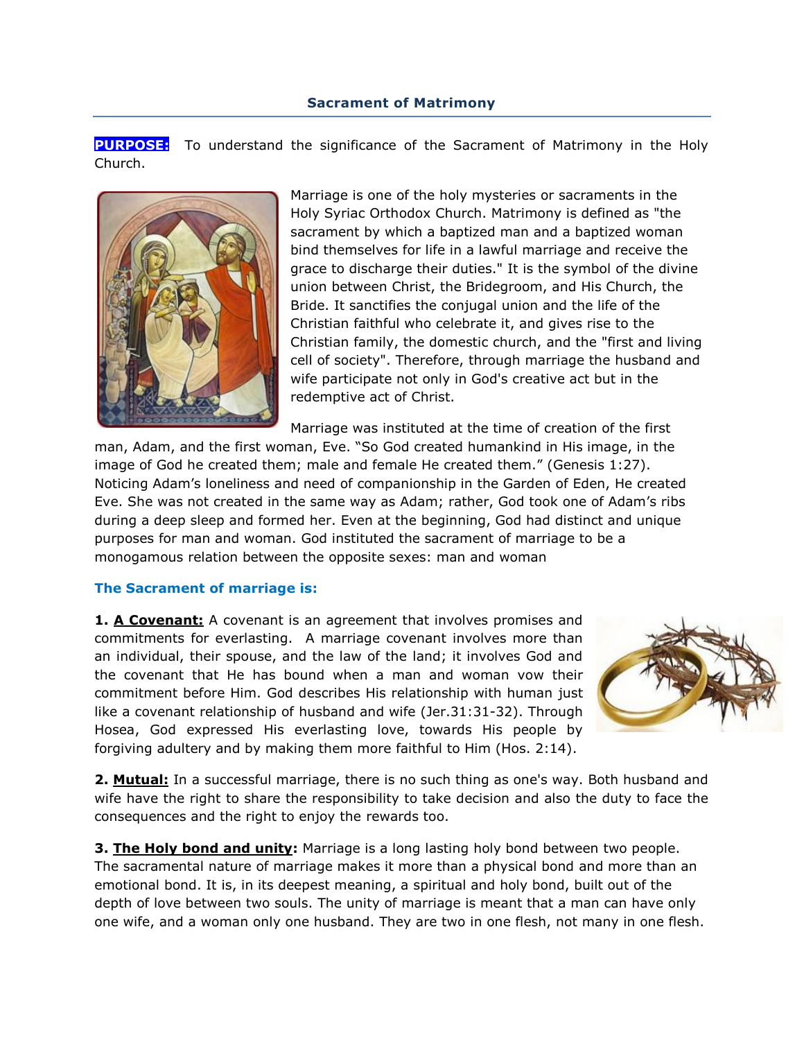## Sacrament of Matrimony

**PURPOSE:** To understand the significance of the Sacrament of Matrimony in the Holy Church.

Marriage is one of the holy mysteries or sacraments in the Holy Syriac Orthodox Church. Matrimony is defined as "the sacrament by which a baptized man and a baptized woman bind themselves for life in a lawful marriage and receive the grace to discharge their duties." It is the symbol of the divine union between Christ, the Bridegroom, and His Church, the Bride. It sanctifies the conjugal union and the life of the Christian faithful who celebrate it, and gives rise to the Christian family, the domestic church, and the "first and living cell of society". Therefore, through marriage the husband and wife participate not only in God's creative act but in the redemptive act of Christ.

Marriage was instituted at the time of creation of the first man, Adam, and the first woman, Eve. "So God created humankind in His image, in the image of God he created them; male and female He created them." (Genesis 1:27). Noticing Adam's loneliness and need of companionship in the Garden of Eden, He created Eve. She was not created in the same way as Adam; rather, God took one of Adam's ribs during a deep sleep and formed her. Even at the beginning, God had distinct and unique purposes for man and woman. God instituted the sacrament of marriage to be a monogamous relation between the opposite sexes: man and woman

### The Sacrament of marriage is:

**1. A Covenant:** A covenant is an agreement that involves promises and commitments for everlasting. A marriage covenant involves more than an individual, their spouse, and the law of the land; it involves God and the covenant that He has bound when a man and woman vow their commitment before Him. God describes His relationship with human just like a covenant relationship of husband and wife (Jer.31:31-32). Through Hosea, God expressed His everlasting love, towards His people by forgiving adultery and by making them more faithful to Him (Hos. 2:14).

**2. Mutual:** In a successful marriage, there is no such thing as one's way. Both husband and wife have the right to share the responsibility to take decision and also the duty to face the consequences and the right to enjoy the rewards too.

**3. The Holy bond and unity:** Marriage is a long lasting holy bond between two people. The sacramental nature of marriage makes it more than a physical bond and more than an emotional bond. It is, in its deepest meaning, a spiritual and holy bond, built out of the depth of love between two souls. The unity of marriage is meant that a man can have only one wife, and a woman only one husband. They are two in one flesh, not many in one flesh.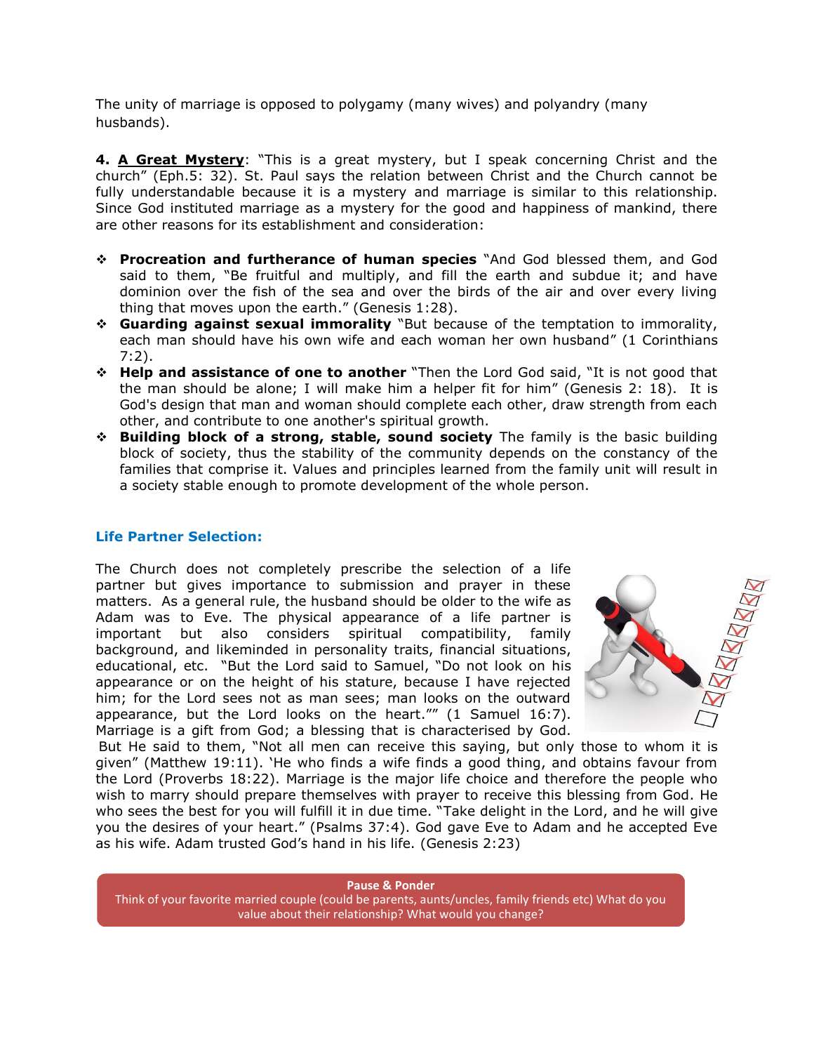The unity of marriage is opposed to polygamy (many wives) and polyandry (many husbands).

**4. A Great Mystery**: "This is a great mystery, but I speak concerning Christ and the church" (Eph.5: 32). St. Paul says the relation between Christ and the Church cannot be fully understandable because it is a mystery and marriage is similar to this relationship. Since God instituted marriage as a mystery for the good and happiness of mankind, there are other reasons for its establishment and consideration:

- **Procreation and furtherance of human species** "And God blessed them, and God said to them, "Be fruitful and multiply, and fill the earth and subdue it; and have dominion over the fish of the sea and over the birds of the air and over every living thing that moves upon the earth." (Genesis 1:28).
- **Guarding against sexual immorality** "But because of the temptation to immorality, each man should have his own wife and each woman her own husband" (1 Corinthians 7:2).
- **Help and assistance of one to another** "Then the Lord God said, "It is not good that the man should be alone; I will make him a helper fit for him" (Genesis 2: 18). It is God's design that man and woman should complete each other, draw strength from each other, and contribute to one another's spiritual growth.
- **Building block of a strong, stable, sound society** The family is the basic building block of society, thus the stability of the community depends on the constancy of the families that comprise it. Values and principles learned from the family unit will result in a society stable enough to promote development of the whole person.

### Life Partner Selection:

The Church does not completely prescribe the selection of a life partner but gives importance to submission and prayer in these matters. As a general rule, the husband should be older to the wife as Adam was to Eve. The physical appearance of a life partner is important but also considers spiritual compatibility, family background, and likeminded in personality traits, financial situations, educational, etc. "But the Lord said to Samuel, "Do not look on his appearance or on the height of his stature, because I have rejected him; for the Lord sees not as man sees; man looks on the outward appearance, but the Lord looks on the heart."" (1 Samuel 16:7). Marriage is a gift from God; a blessing that is characterised by God. But He said to them, "Not all men can receive this saying, but only those to whom it is given" (Matthew 19:11). 'He who finds a wife finds a good thing, and obtains favour from the Lord (Proverbs 18:22). Marriage is the major life choice and therefore the people who wish to marry should prepare themselves with prayer to receive this blessing from God. He who sees the best for you will fulfill it in due time. "Take delight in the Lord, and he will give you the desires of your heart." (Psalms 37:4). God gave Eve to Adam and he accepted Eve as his wife. Adam trusted God's hand in his life. (Genesis 2:23)

**Pause & Ponder**
Think of your favorite married couple (could be parents, aunts/uncles, family friends etc) What do you value about their relationship? What would you change?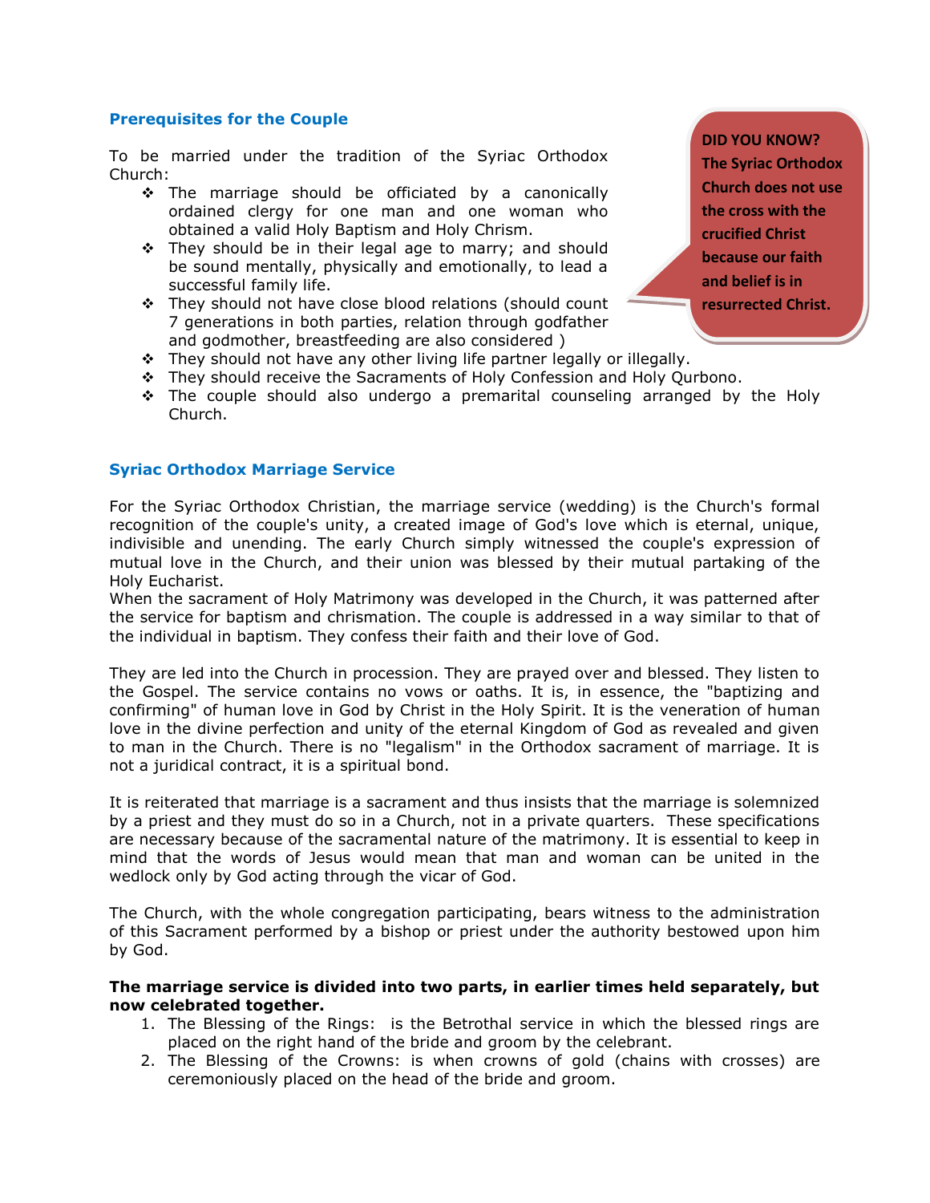## Prerequisites for the Couple

To be married under the tradition of the Syriac Orthodox Church:

- The marriage should be officiated by a canonically ordained clergy for one man and one woman who obtained a valid Holy Baptism and Holy Chrism.
- They should be in their legal age to marry; and should be sound mentally, physically and emotionally, to lead a successful family life.
- They should not have close blood relations (should count 7 generations in both parties, relation through godfather and godmother, breastfeeding are also considered )
- They should not have any other living life partner legally or illegally.
- They should receive the Sacraments of Holy Confession and Holy Qurbono.
- The couple should also undergo a premarital counseling arranged by the Holy Church.

**DID YOU KNOW? The Syriac Orthodox Church does not use the cross with the crucified Christ because our faith and belief is in resurrected Christ.**

## Syriac Orthodox Marriage Service

For the Syriac Orthodox Christian, the marriage service (wedding) is the Church's formal recognition of the couple's unity, a created image of God's love which is eternal, unique, indivisible and unending. The early Church simply witnessed the couple's expression of mutual love in the Church, and their union was blessed by their mutual partaking of the Holy Eucharist.
When the sacrament of Holy Matrimony was developed in the Church, it was patterned after the service for baptism and chrismation. The couple is addressed in a way similar to that of the individual in baptism. They confess their faith and their love of God.

They are led into the Church in procession. They are prayed over and blessed. They listen to the Gospel. The service contains no vows or oaths. It is, in essence, the "baptizing and confirming" of human love in God by Christ in the Holy Spirit. It is the veneration of human love in the divine perfection and unity of the eternal Kingdom of God as revealed and given to man in the Church. There is no "legalism" in the Orthodox sacrament of marriage. It is not a juridical contract, it is a spiritual bond.

It is reiterated that marriage is a sacrament and thus insists that the marriage is solemnized by a priest and they must do so in a Church, not in a private quarters. These specifications are necessary because of the sacramental nature of the matrimony. It is essential to keep in mind that the words of Jesus would mean that man and woman can be united in the wedlock only by God acting through the vicar of God.

The Church, with the whole congregation participating, bears witness to the administration of this Sacrament performed by a bishop or priest under the authority bestowed upon him by God.

**The marriage service is divided into two parts, in earlier times held separately, but now celebrated together.**

1. The Blessing of the Rings: is the Betrothal service in which the blessed rings are placed on the right hand of the bride and groom by the celebrant.
2. The Blessing of the Crowns: is when crowns of gold (chains with crosses) are ceremoniously placed on the head of the bride and groom.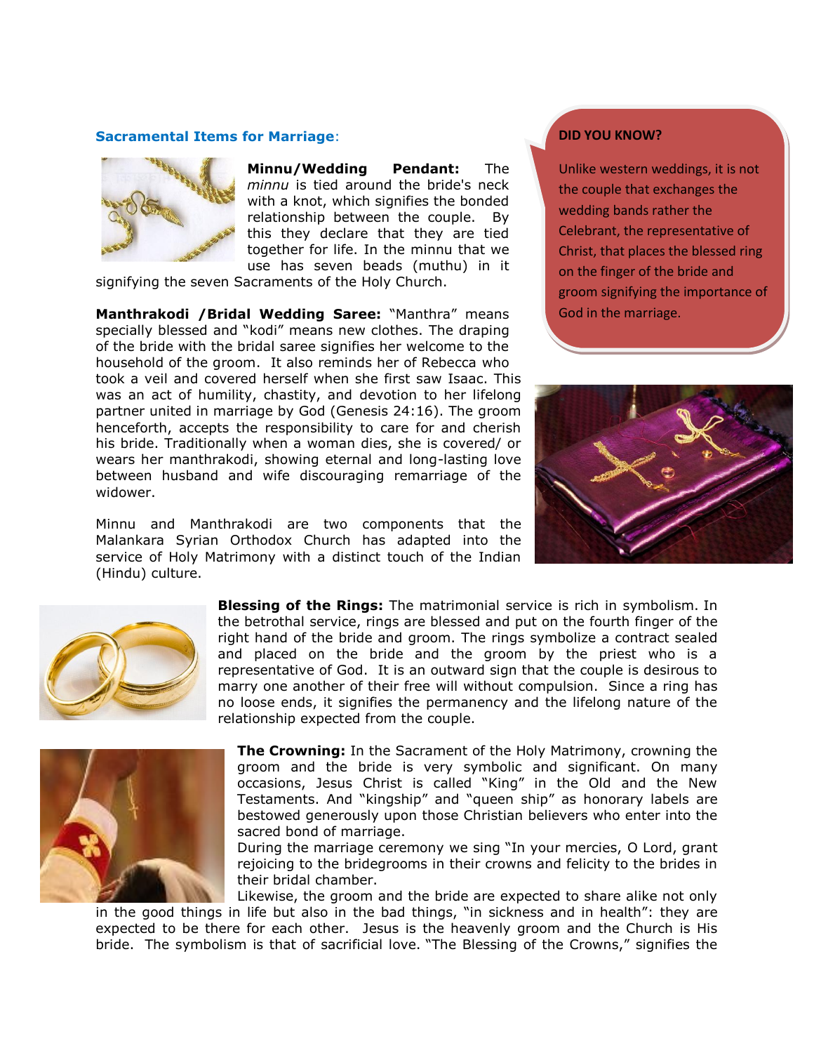### Sacramental Items for Marriage:

**Minnu/Wedding Pendant:** The *minnu* is tied around the bride's neck with a knot, which signifies the bonded relationship between the couple. By this they declare that they are tied together for life. In the minnu that we use has seven beads (muthu) in it signifying the seven Sacraments of the Holy Church.

**Manthrakodi /Bridal Wedding Saree:** "Manthra" means specially blessed and "kodi" means new clothes. The draping of the bride with the bridal saree signifies her welcome to the household of the groom. It also reminds her of Rebecca who took a veil and covered herself when she first saw Isaac. This was an act of humility, chastity, and devotion to her lifelong partner united in marriage by God (Genesis 24:16). The groom henceforth, accepts the responsibility to care for and cherish his bride. Traditionally when a woman dies, she is covered/ or wears her manthrakodi, showing eternal and long-lasting love between husband and wife discouraging remarriage of the widower.

Minnu and Manthrakodi are two components that the Malankara Syrian Orthodox Church has adapted into the service of Holy Matrimony with a distinct touch of the Indian (Hindu) culture.

**DID YOU KNOW?**

Unlike western weddings, it is not the couple that exchanges the wedding bands rather the Celebrant, the representative of Christ, that places the blessed ring on the finger of the bride and groom signifying the importance of God in the marriage.

**Blessing of the Rings:** The matrimonial service is rich in symbolism. In the betrothal service, rings are blessed and put on the fourth finger of the right hand of the bride and groom. The rings symbolize a contract sealed and placed on the bride and the groom by the priest who is a representative of God. It is an outward sign that the couple is desirous to marry one another of their free will without compulsion. Since a ring has no loose ends, it signifies the permanency and the lifelong nature of the relationship expected from the couple.

**The Crowning:** In the Sacrament of the Holy Matrimony, crowning the groom and the bride is very symbolic and significant. On many occasions, Jesus Christ is called "King" in the Old and the New Testaments. And "kingship" and "queen ship" as honorary labels are bestowed generously upon those Christian believers who enter into the sacred bond of marriage.

During the marriage ceremony we sing "In your mercies, O Lord, grant rejoicing to the bridegrooms in their crowns and felicity to the brides in their bridal chamber.

Likewise, the groom and the bride are expected to share alike not only in the good things in life but also in the bad things, "in sickness and in health": they are expected to be there for each other. Jesus is the heavenly groom and the Church is His bride. The symbolism is that of sacrificial love. "The Blessing of the Crowns," signifies the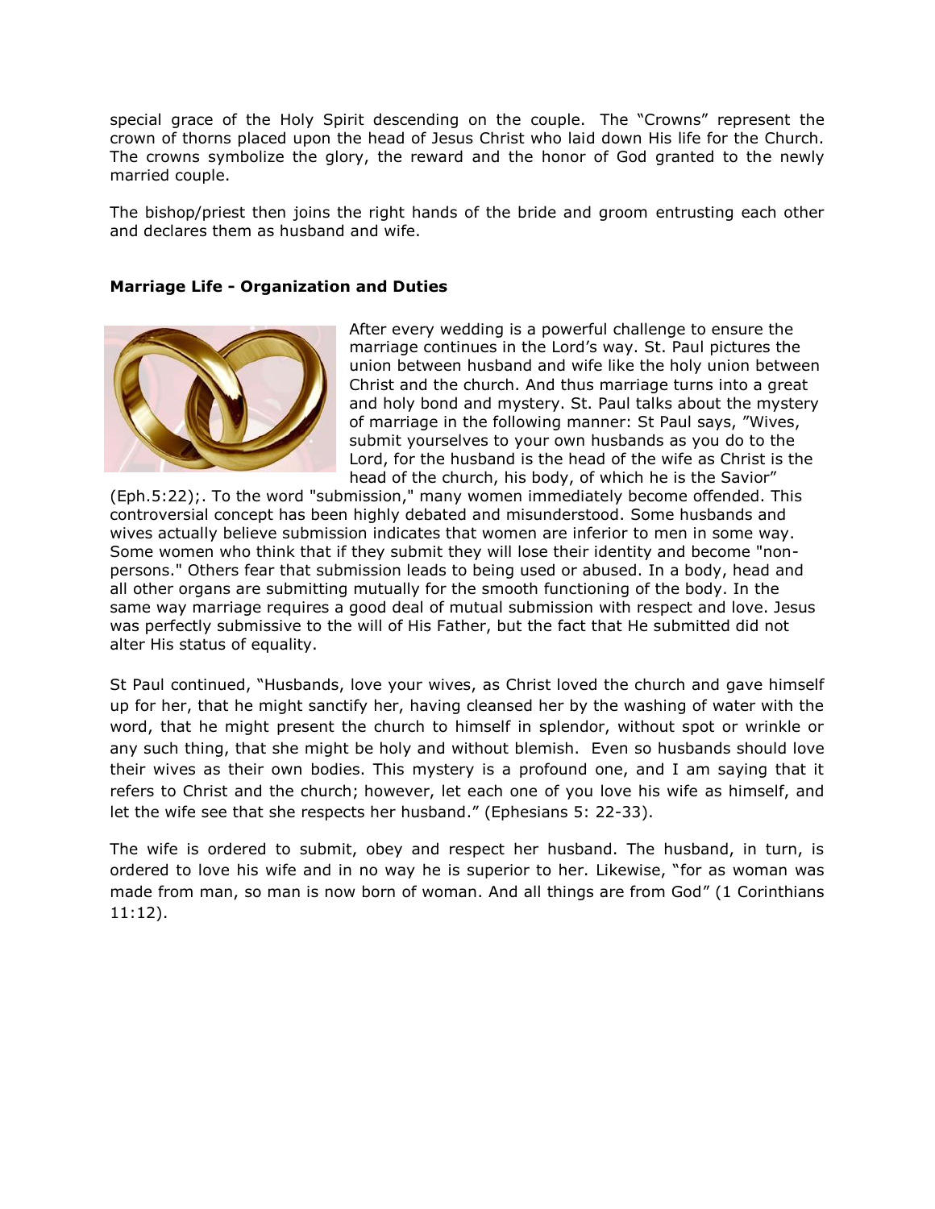special grace of the Holy Spirit descending on the couple. The "Crowns" represent the crown of thorns placed upon the head of Jesus Christ who laid down His life for the Church. The crowns symbolize the glory, the reward and the honor of God granted to the newly married couple.

The bishop/priest then joins the right hands of the bride and groom entrusting each other and declares them as husband and wife.

**Marriage Life - Organization and Duties**

After every wedding is a powerful challenge to ensure the marriage continues in the Lord's way. St. Paul pictures the union between husband and wife like the holy union between Christ and the church. And thus marriage turns into a great and holy bond and mystery. St. Paul talks about the mystery of marriage in the following manner: St Paul says, "Wives, submit yourselves to your own husbands as you do to the Lord, for the husband is the head of the wife as Christ is the head of the church, his body, of which he is the Savior" (Eph.5:22);. To the word "submission," many women immediately become offended. This controversial concept has been highly debated and misunderstood. Some husbands and wives actually believe submission indicates that women are inferior to men in some way. Some women who think that if they submit they will lose their identity and become "non-persons." Others fear that submission leads to being used or abused. In a body, head and all other organs are submitting mutually for the smooth functioning of the body. In the same way marriage requires a good deal of mutual submission with respect and love. Jesus was perfectly submissive to the will of His Father, but the fact that He submitted did not alter His status of equality.

St Paul continued, "Husbands, love your wives, as Christ loved the church and gave himself up for her, that he might sanctify her, having cleansed her by the washing of water with the word, that he might present the church to himself in splendor, without spot or wrinkle or any such thing, that she might be holy and without blemish. Even so husbands should love their wives as their own bodies. This mystery is a profound one, and I am saying that it refers to Christ and the church; however, let each one of you love his wife as himself, and let the wife see that she respects her husband." (Ephesians 5: 22-33).

The wife is ordered to submit, obey and respect her husband. The husband, in turn, is ordered to love his wife and in no way he is superior to her. Likewise, "for as woman was made from man, so man is now born of woman. And all things are from God" (1 Corinthians 11:12).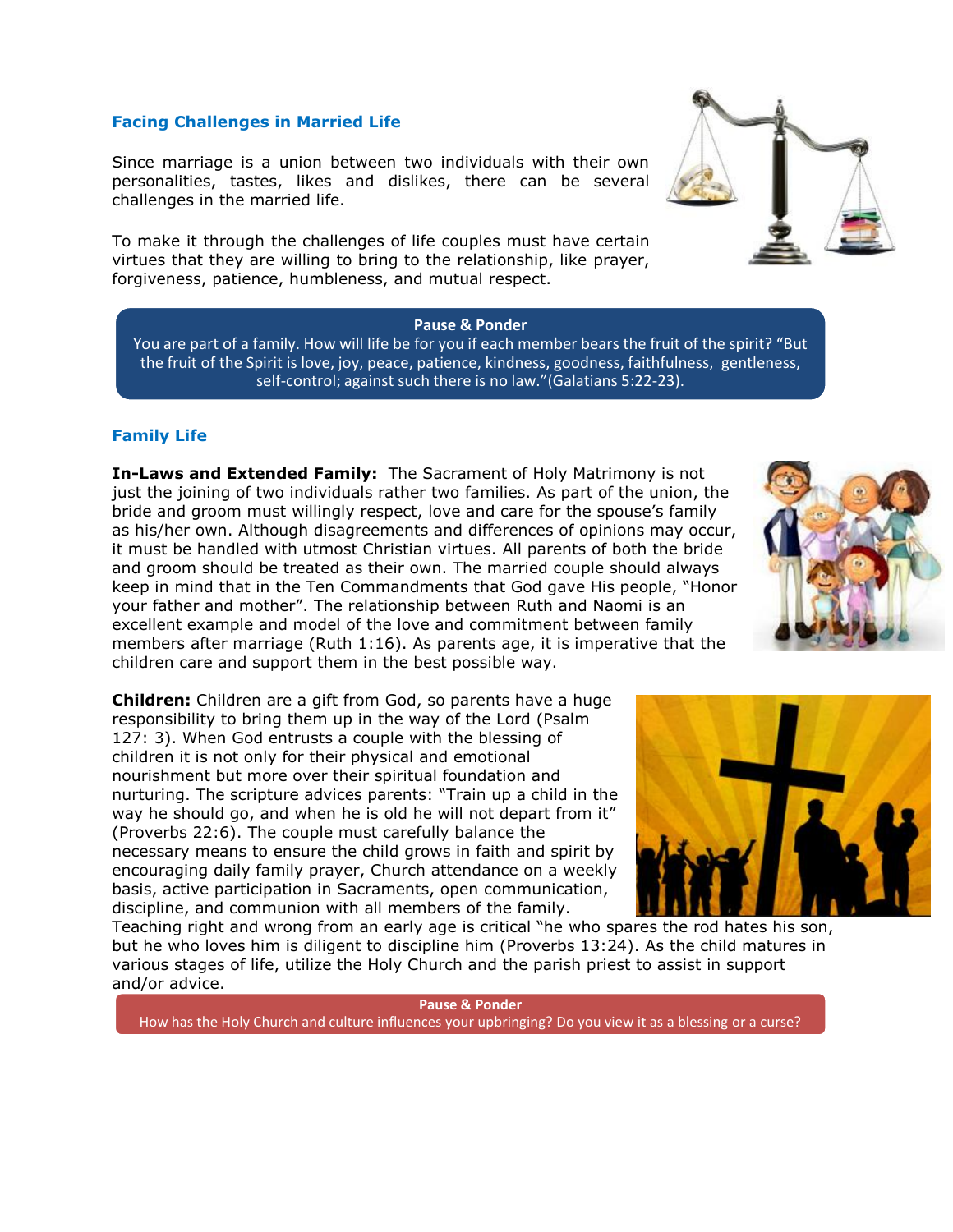### Facing Challenges in Married Life

Since marriage is a union between two individuals with their own personalities, tastes, likes and dislikes, there can be several challenges in the married life.

To make it through the challenges of life couples must have certain virtues that they are willing to bring to the relationship, like prayer, forgiveness, patience, humbleness, and mutual respect.

> **Pause & Ponder**
> You are part of a family. How will life be for you if each member bears the fruit of the spirit? "But the fruit of the Spirit is love, joy, peace, patience, kindness, goodness, faithfulness, gentleness, self-control; against such there is no law."(Galatians 5:22-23).

### Family Life

**In-Laws and Extended Family:** The Sacrament of Holy Matrimony is not just the joining of two individuals rather two families. As part of the union, the bride and groom must willingly respect, love and care for the spouse's family as his/her own. Although disagreements and differences of opinions may occur, it must be handled with utmost Christian virtues. All parents of both the bride and groom should be treated as their own. The married couple should always keep in mind that in the Ten Commandments that God gave His people, "Honor your father and mother". The relationship between Ruth and Naomi is an excellent example and model of the love and commitment between family members after marriage (Ruth 1:16). As parents age, it is imperative that the children care and support them in the best possible way.

**Children:** Children are a gift from God, so parents have a huge responsibility to bring them up in the way of the Lord (Psalm 127: 3). When God entrusts a couple with the blessing of children it is not only for their physical and emotional nourishment but more over their spiritual foundation and nurturing. The scripture advices parents: "Train up a child in the way he should go, and when he is old he will not depart from it" (Proverbs 22:6). The couple must carefully balance the necessary means to ensure the child grows in faith and spirit by encouraging daily family prayer, Church attendance on a weekly basis, active participation in Sacraments, open communication, discipline, and communion with all members of the family. Teaching right and wrong from an early age is critical "he who spares the rod hates his son, but he who loves him is diligent to discipline him (Proverbs 13:24). As the child matures in various stages of life, utilize the Holy Church and the parish priest to assist in support and/or advice.

> **Pause & Ponder**
> How has the Holy Church and culture influences your upbringing? Do you view it as a blessing or a curse?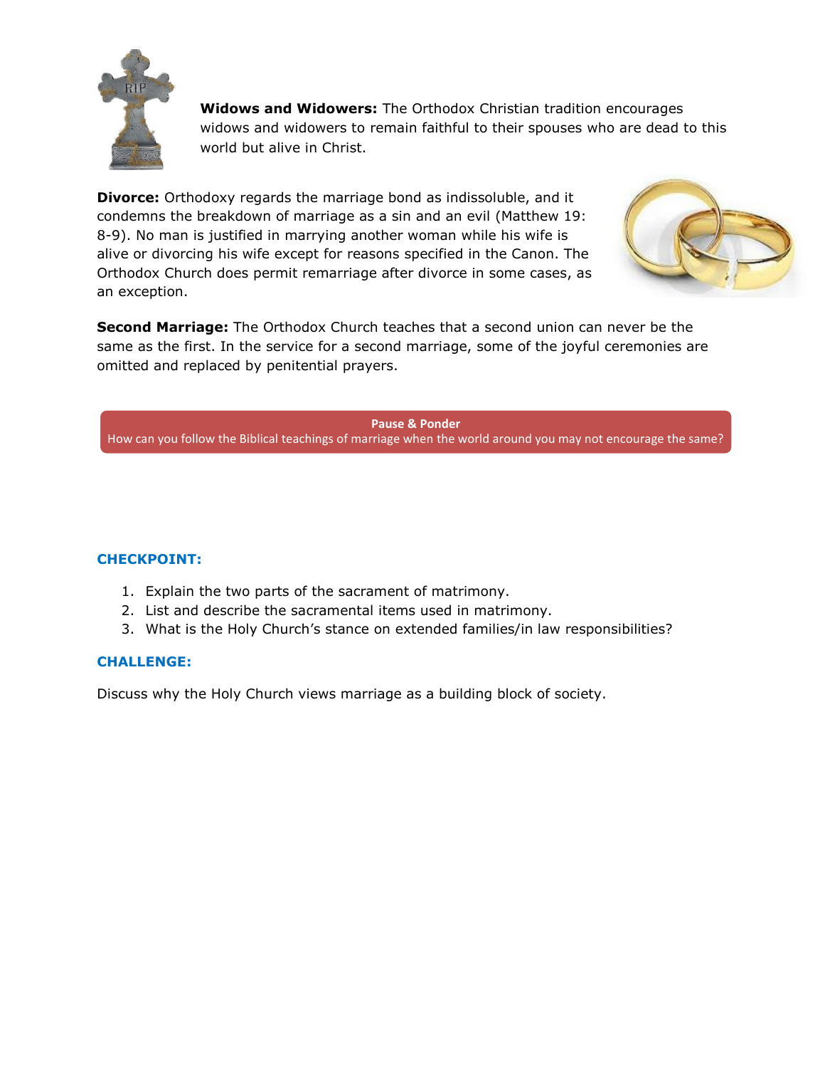**Widows and Widowers:** The Orthodox Christian tradition encourages widows and widowers to remain faithful to their spouses who are dead to this world but alive in Christ.

**Divorce:** Orthodoxy regards the marriage bond as indissoluble, and it condemns the breakdown of marriage as a sin and an evil (Matthew 19: 8-9). No man is justified in marrying another woman while his wife is alive or divorcing his wife except for reasons specified in the Canon. The Orthodox Church does permit remarriage after divorce in some cases, as an exception.

**Second Marriage:** The Orthodox Church teaches that a second union can never be the same as the first. In the service for a second marriage, some of the joyful ceremonies are omitted and replaced by penitential prayers.

**Pause & Ponder**

How can you follow the Biblical teachings of marriage when the world around you may not encourage the same?

### CHECKPOINT:

1. Explain the two parts of the sacrament of matrimony.
2. List and describe the sacramental items used in matrimony.
3. What is the Holy Church's stance on extended families/in law responsibilities?

### CHALLENGE:

Discuss why the Holy Church views marriage as a building block of society.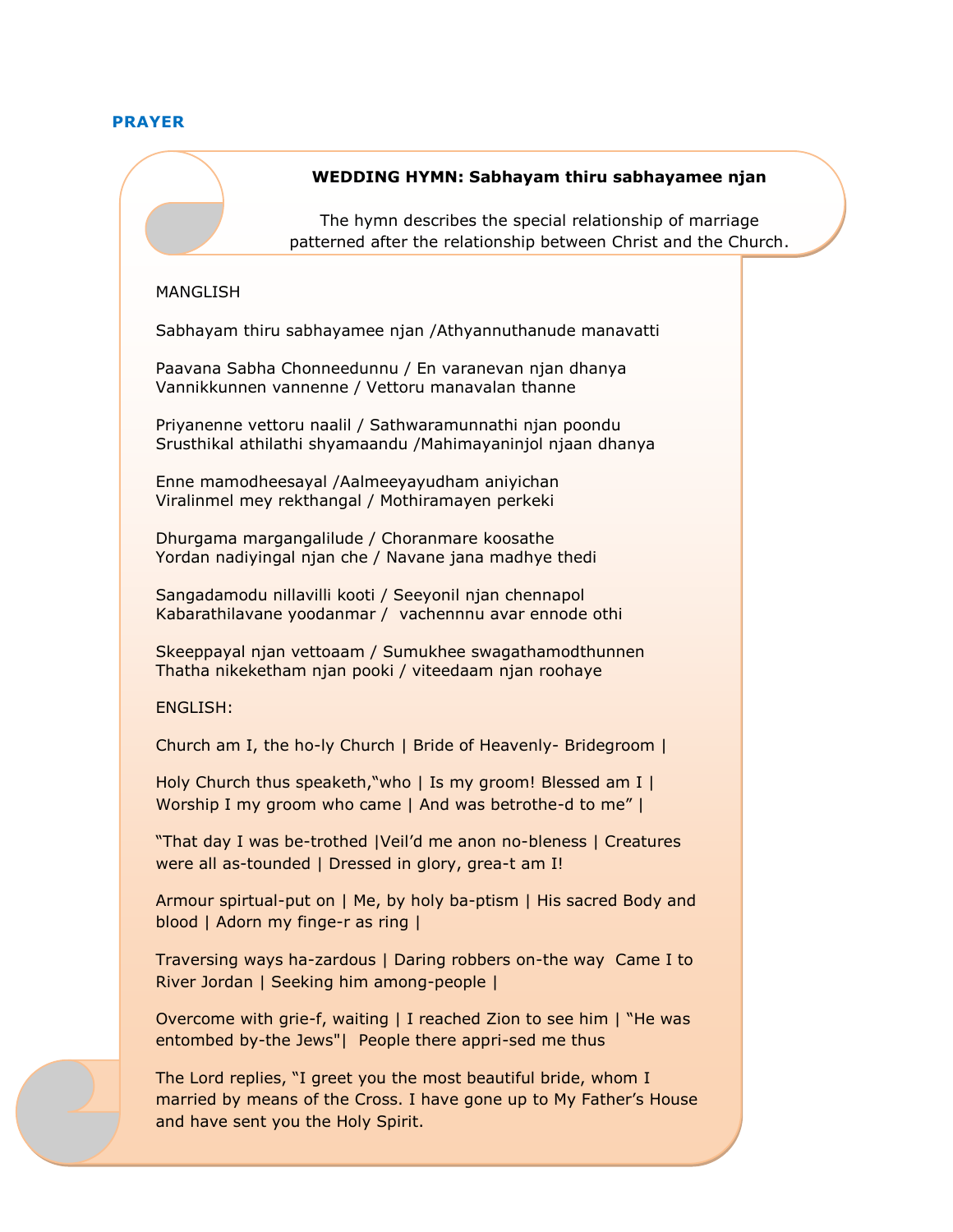## PRAYER

**WEDDING HYMN: Sabhayam thiru sabhayamee njan**

The hymn describes the special relationship of marriage patterned after the relationship between Christ and the Church.

MANGLISH

Sabhayam thiru sabhayamee njan /Athyannuthanude manavatti

Paavana Sabha Chonneedunnu / En varanevan njan dhanya
Vannikkunnen vannenne / Vettoru manavalan thanne

Priyanenne vettoru naalil / Sathwaramunnathi njan poondu
Srusthikal athilathi shyamaandu /Mahimayaninjol njaan dhanya

Enne mamodheesayal /Aalmeeyayudham aniyichan
Viralinmel mey rekthangal / Mothiramayen perkeki

Dhurgama margangalilude / Choranmare koosathe
Yordan nadiyingal njan che / Navane jana madhye thedi

Sangadamodu nillavilli kooti / Seeyonil njan chennapol
Kabarathilavane yoodanmar / vachennnu avar ennode othi

Skeeppayal njan vettoaam / Sumukhee swagathamodthunnen
Thatha nikeketham njan pooki / viteedaam njan roohaye

ENGLISH:

Church am I, the ho-ly Church | Bride of Heavenly- Bridegroom |

Holy Church thus speaketh,"who | Is my groom! Blessed am I |
Worship I my groom who came | And was betrothe-d to me" |

"That day I was be-trothed |Veil'd me anon no-bleness | Creatures were all as-tounded | Dressed in glory, grea-t am I!

Armour spirtual-put on | Me, by holy ba-ptism | His sacred Body and blood | Adorn my finge-r as ring |

Traversing ways ha-zardous | Daring robbers on-the way Came I to River Jordan | Seeking him among-people |

Overcome with grie-f, waiting | I reached Zion to see him | "He was entombed by-the Jews"| People there appri-sed me thus

The Lord replies, "I greet you the most beautiful bride, whom I married by means of the Cross. I have gone up to My Father's House and have sent you the Holy Spirit.